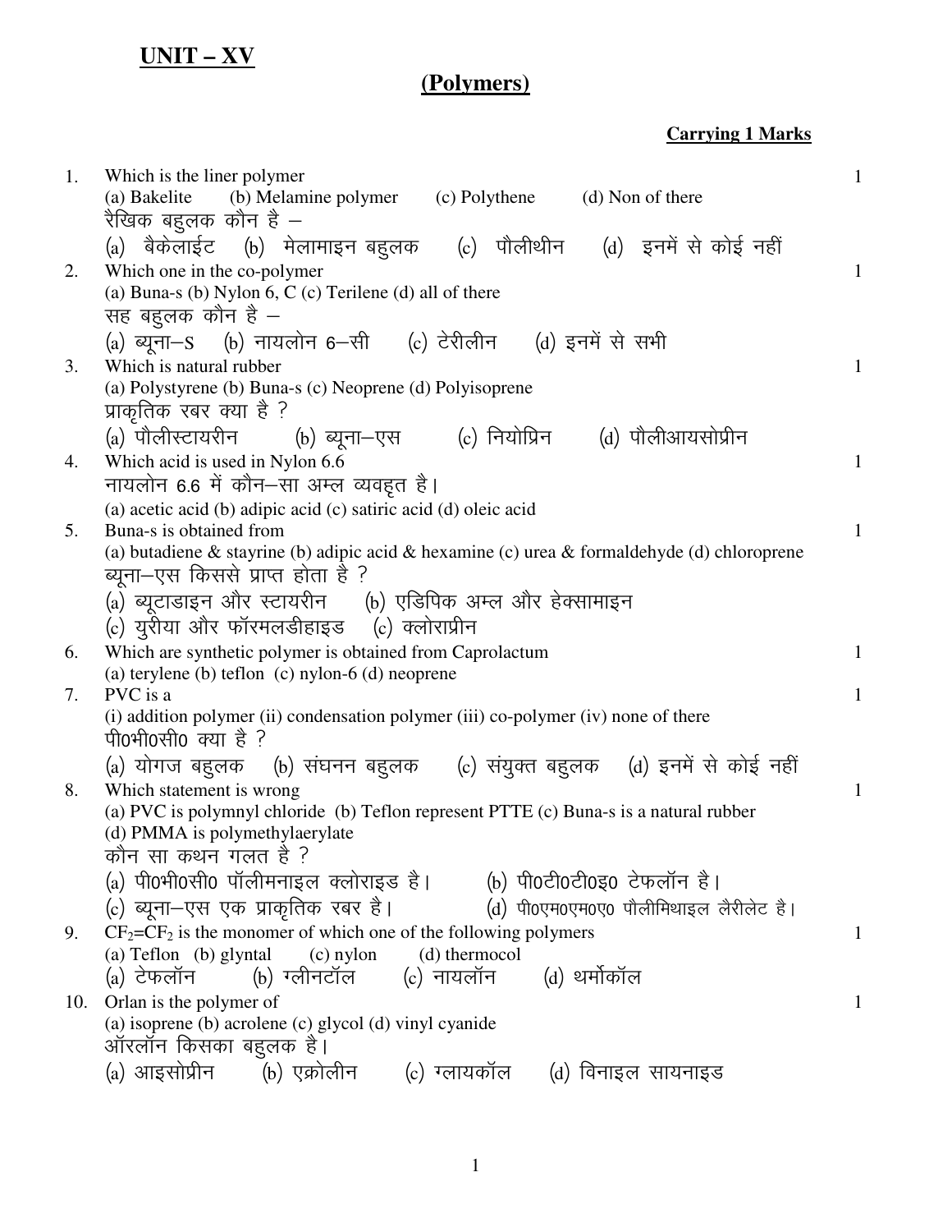## UNIT – XV

## (Polymers)

**Carrying 1 Marks**

1. Which is the liner polymer — 1
   (a) Bakelite (b) Melamine polymer (c) Polythene (d) Non of there
   रैखिक बहुलक कौन है –
   (a) बैकेलाईट (b) मेलामाइन बहुलक (c) पौलीथीन (d) इनमें से कोई नहीं

2. Which one in the co-polymer — 1
   (a) Buna-s (b) Nylon 6, C (c) Terilene (d) all of there
   सह बहुलक कौन है –
   (a) ब्यूना–S (b) नायलोन 6–सी (c) टेरीलीन (d) इनमें से सभी

3. Which is natural rubber — 1
   (a) Polystyrene (b) Buna-s (c) Neoprene (d) Polyisoprene
   प्राकृतिक रबर क्या है ?
   (a) पौलीस्टायरीन (b) ब्यूना–एस (c) नियोप्रिन (d) पौलीआयसोप्रीन

4. Which acid is used in Nylon 6.6 — 1
   नायलोन 6.6 में कौन–सा अम्ल व्यवहृत है।
   (a) acetic acid (b) adipic acid (c) satiric acid (d) oleic acid

5. Buna-s is obtained from — 1
   (a) butadiene & stayrine (b) adipic acid & hexamine (c) urea & formaldehyde (d) chloroprene
   ब्यूना–एस किससे प्राप्त होता है ?
   (a) ब्यूटाडाइन और स्टायरीन (b) एडिपिक अम्ल और हेक्सामाइन
   (c) युरीया और फॉरमलडीहाइड (c) क्लोराप्रीन

6. Which are synthetic polymer is obtained from Caprolactum — 1
   (a) terylene (b) teflon (c) nylon-6 (d) neoprene

7. PVC is a — 1
   (i) addition polymer (ii) condensation polymer (iii) co-polymer (iv) none of there
   पी0भी0सी0 क्या है ?
   (a) योगज बहुलक (b) संघनन बहुलक (c) संयुक्त बहुलक (d) इनमें से कोई नहीं

8. Which statement is wrong — 1
   (a) PVC is polymnyl chloride (b) Teflon represent PTTE (c) Buna-s is a natural rubber
   (d) PMMA is polymethylaerylate
   कौन सा कथन गलत है ?
   (a) पी0भी0सी0 पॉलीमनाइल क्लोराइड है। (b) पी0टी0टी0इ0 टेफलॉन है।
   (c) ब्यूना–एस एक प्राकृतिक रबर है। (d) पी0एम0एम0ए0 पौलीमिथाइल लैरीलेट है।

9. $CF_2=CF_2$ is the monomer of which one of the following polymers — 1
   (a) Teflon (b) glyntal (c) nylon (d) thermocol
   (a) टेफलॉन (b) ग्लीनटॉल (c) नायलॉन (d) थर्मोकॉल

10. Orlan is the polymer of — 1
    (a) isoprene (b) acrolene (c) glycol (d) vinyl cyanide
    ऑरलॉन किसका बहुलक है।
    (a) आइसोप्रीन (b) एक्रोलीन (c) ग्लायकॉल (d) विनाइल सायनाइड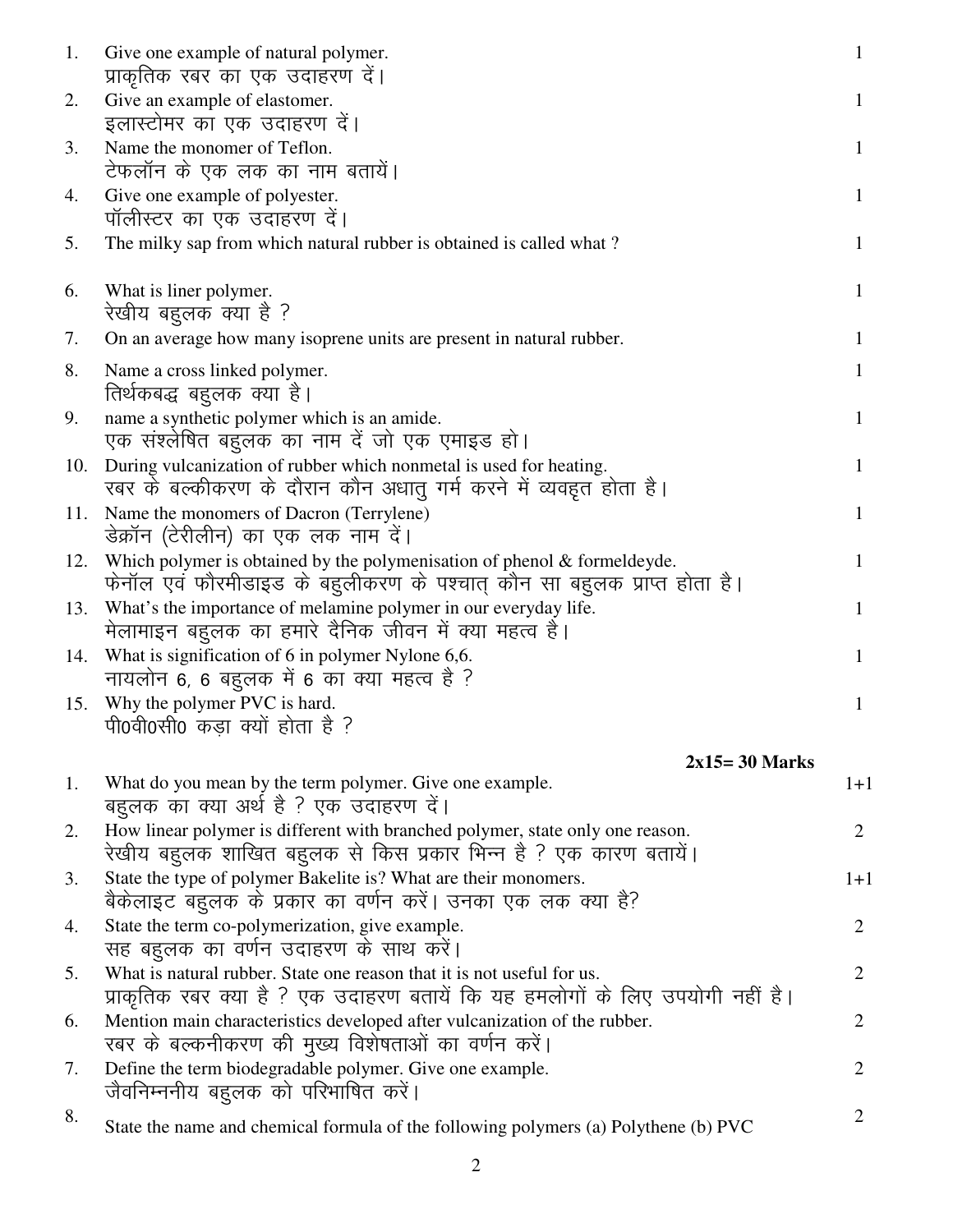1. Give one example of natural polymer. — 1
   प्राकृतिक रबर का एक उदाहरण दें।
2. Give an example of elastomer. — 1
   इलास्टोमर का एक उदाहरण दें।
3. Name the monomer of Teflon. — 1
   टेफलॉन के एक लक का नाम बतायें।
4. Give one example of polyester. — 1
   पॉलीस्टर का एक उदाहरण दें।
5. The milky sap from which natural rubber is obtained is called what ? — 1
6. What is liner polymer. — 1
   रेखीय बहुलक क्या है ?
7. On an average how many isoprene units are present in natural rubber. — 1
8. Name a cross linked polymer. — 1
   तिर्थकबद्ध बहुलक क्या है।
9. name a synthetic polymer which is an amide. — 1
   एक संश्लेषित बहुलक का नाम दें जो एक एमाइड हो।
10. During vulcanization of rubber which nonmetal is used for heating. — 1
    रबर के बल्कीकरण के दौरान कौन अधातु गर्म करने में व्यवहृत होता है।
11. Name the monomers of Dacron (Terrylene) — 1
    डेक्रॉन (टेरीलीन) का एक लक नाम दें।
12. Which polymer is obtained by the polymenisation of phenol & formeldeyde. — 1
    फेनॉल एवं फौरमीडाइड के बहुलीकरण के पश्चात् कौन सा बहुलक प्राप्त होता है।
13. What's the importance of melamine polymer in our everyday life. — 1
    मेलामाइन बहुलक का हमारे दैनिक जीवन में क्या महत्व है।
14. What is signification of 6 in polymer Nylone 6,6. — 1
    नायलोन 6, 6 बहुलक में 6 का क्या महत्व है ?
15. Why the polymer PVC is hard. — 1
    पी0वी0सी0 कड़ा क्यों होता है ?

**2x15= 30 Marks**

1. What do you mean by the term polymer. Give one example. — 1+1
   बहुलक का क्या अर्थ है ? एक उदाहरण दें।
2. How linear polymer is different with branched polymer, state only one reason. — 2
   रेखीय बहुलक शाखित बहुलक से किस प्रकार भिन्न है ? एक कारण बतायें।
3. State the type of polymer Bakelite is? What are their monomers. — 1+1
   बैकेलाइट बहुलक के प्रकार का वर्णन करें। उनका एक लक क्या है?
4. State the term co-polymerization, give example. — 2
   सह बहुलक का वर्णन उदाहरण के साथ करें।
5. What is natural rubber. State one reason that it is not useful for us. — 2
   प्राकृतिक रबर क्या है ? एक उदाहरण बतायें कि यह हमलोगों के लिए उपयोगी नहीं है।
6. Mention main characteristics developed after vulcanization of the rubber. — 2
   रबर के बल्कनीकरण की मुख्य विशेषताओं का वर्णन करें।
7. Define the term biodegradable polymer. Give one example. — 2
   जैवनिम्ननीय बहुलक को परिभाषित करें।
8. State the name and chemical formula of the following polymers (a) Polythene (b) PVC — 2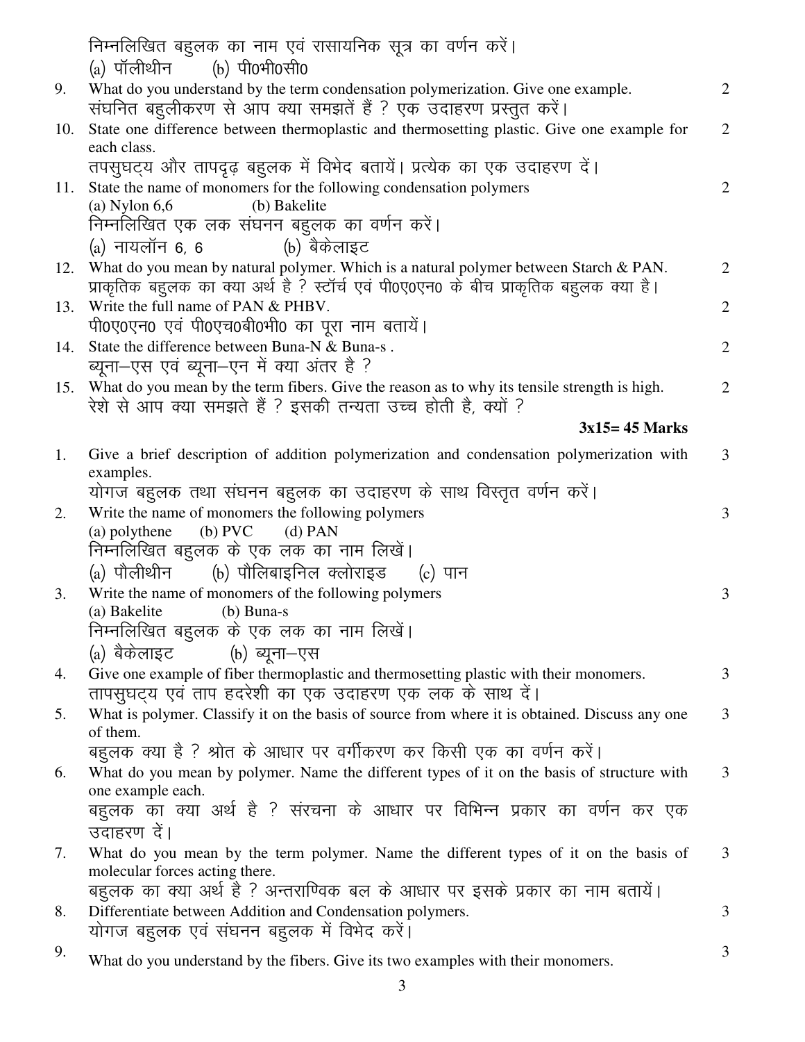निम्नलिखित बहुलक का नाम एवं रासायनिक सूत्र का वर्णन करें।
(a) पॉलीथीन (b) पी0भी0सी0

9. What do you understand by the term condensation polymerization. Give one example. 2
संघनित बहुलीकरण से आप क्या समझतें हैं ? एक उदाहरण प्रस्तुत करें।

10. State one difference between thermoplastic and thermosetting plastic. Give one example for each class. 2
तपसुघट्य और तापदृढ़ बहुलक में विभेद बतायें। प्रत्येक का एक उदाहरण दें।

11. State the name of monomers for the following condensation polymers 2
(a) Nylon 6,6 (b) Bakelite
निम्नलिखित एक लक संघनन बहुलक का वर्णन करें।
(a) नायलॉन 6, 6 (b) बैकेलाइट

12. What do you mean by natural polymer. Which is a natural polymer between Starch & PAN. 2
प्राकृतिक बहुलक का क्या अर्थ है ? स्टॉर्च एवं पी0ए0एन0 के बीच प्राकृतिक बहुलक क्या है।

13. Write the full name of PAN & PHBV. 2
पी0ए0एन0 एवं पी0एच0बी0भी0 का पूरा नाम बतायें।

14. State the difference between Buna-N & Buna-s . 2
ब्यूना–एस एवं ब्यूना–एन में क्या अंतर है ?

15. What do you mean by the term fibers. Give the reason as to why its tensile strength is high. 2
रेशे से आप क्या समझते हैं ? इसकी तन्यता उच्च होती है, क्यों ?

**3x15= 45 Marks**

1. Give a brief description of addition polymerization and condensation polymerization with examples. 3
योगज बहुलक तथा संघनन बहुलक का उदाहरण के साथ विस्तृत वर्णन करें।

2. Write the name of monomers the following polymers 3
(a) polythene (b) PVC (d) PAN
निम्नलिखित बहुलक के एक लक का नाम लिखें।
(a) पौलीथीन (b) पौलिबाइनिल क्लोराइड (c) पान

3. Write the name of monomers of the following polymers 3
(a) Bakelite (b) Buna-s
निम्नलिखित बहुलक के एक लक का नाम लिखें।
(a) बैकेलाइट (b) ब्यूना–एस

4. Give one example of fiber thermoplastic and thermosetting plastic with their monomers. 3
तापसुघट्य एवं ताप हदरेशी का एक उदाहरण एक लक के साथ दें।

5. What is polymer. Classify it on the basis of source from where it is obtained. Discuss any one of them. 3
बहुलक क्या है ? श्रोत के आधार पर वर्गीकरण कर किसी एक का वर्णन करें।

6. What do you mean by polymer. Name the different types of it on the basis of structure with one example each. 3
बहुलक का क्या अर्थ है ? संरचना के आधार पर विभिन्न प्रकार का वर्णन कर एक उदाहरण दें।

7. What do you mean by the term polymer. Name the different types of it on the basis of molecular forces acting there. 3
बहुलक का क्या अर्थ है ? अन्तराण्विक बल के आधार पर इसके प्रकार का नाम बतायें।

8. Differentiate between Addition and Condensation polymers. 3
योगज बहुलक एवं संघनन बहुलक में विभेद करें।

9. What do you understand by the fibers. Give its two examples with their monomers. 3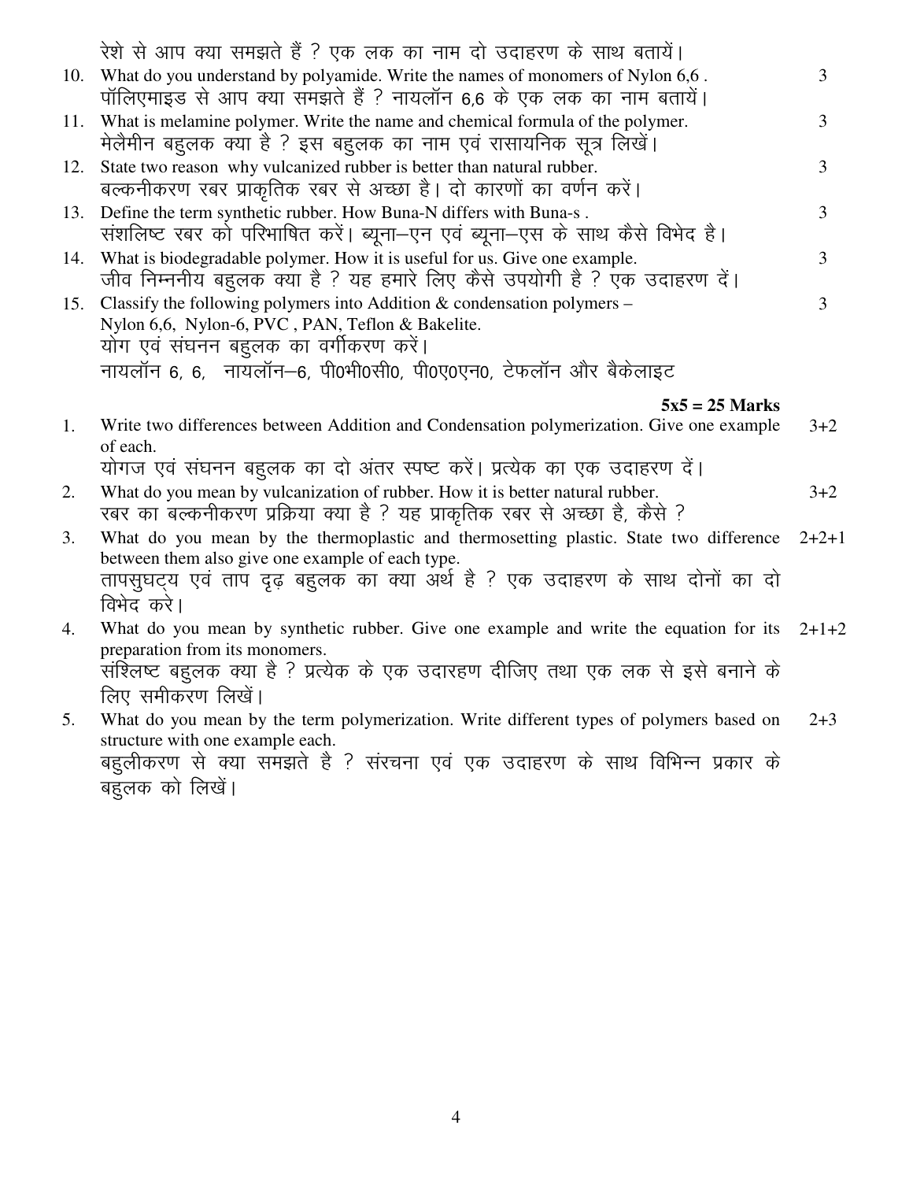रेशे से आप क्या समझते हैं ? एक लक का नाम दो उदाहरण के साथ बतायें।

10. What do you understand by polyamide. Write the names of monomers of Nylon 6,6 . — 3
    पॉलिएमाइड से आप क्या समझते हैं ? नायलॉन 6,6 के एक लक का नाम बतायें।

11. What is melamine polymer. Write the name and chemical formula of the polymer. — 3
    मेलैमीन बहुलक क्या है ? इस बहुलक का नाम एवं रासायनिक सूत्र लिखें।

12. State two reason why vulcanized rubber is better than natural rubber. — 3
    बल्कनीकरण रबर प्राकृतिक रबर से अच्छा है। दो कारणों का वर्णन करें।

13. Define the term synthetic rubber. How Buna-N differs with Buna-s . — 3
    संशलिष्ट रबर को परिभाषित करें। ब्यूना–एन एवं ब्यूना–एस के साथ कैसे विभेद है।

14. What is biodegradable polymer. How it is useful for us. Give one example. — 3
    जीव निम्ननीय बहुलक क्या है ? यह हमारे लिए कैसे उपयोगी है ? एक उदाहरण दें।

15. Classify the following polymers into Addition & condensation polymers – — 3
    Nylon 6,6, Nylon-6, PVC , PAN, Teflon & Bakelite.
    योग एवं संघनन बहुलक का वर्गीकरण करें।
    नायलॉन 6, 6, नायलॉन–6, पी0भी0सी0, पी0ए0एन0, टेफलॉन और बैकेलाइट

**5x5 = 25 Marks**

1. Write two differences between Addition and Condensation polymerization. Give one example of each. — 3+2
   योगज एवं संघनन बहुलक का दो अंतर स्पष्ट करें। प्रत्येक का एक उदाहरण दें।

2. What do you mean by vulcanization of rubber. How it is better natural rubber. — 3+2
   रबर का बल्कनीकरण प्रक्रिया क्या है ? यह प्राकृतिक रबर से अच्छा है, कैसे ?

3. What do you mean by the thermoplastic and thermosetting plastic. State two difference between them also give one example of each type. — 2+2+1
   तापसुघट्य एवं ताप दृढ़ बहुलक का क्या अर्थ है ? एक उदाहरण के साथ दोनों का दो विभेद करे।

4. What do you mean by synthetic rubber. Give one example and write the equation for its preparation from its monomers. — 2+1+2
   संश्लिष्ट बहुलक क्या है ? प्रत्येक के एक उदारहण दीजिए तथा एक लक से इसे बनाने के लिए समीकरण लिखें।

5. What do you mean by the term polymerization. Write different types of polymers based on structure with one example each. — 2+3
   बहुलीकरण से क्या समझते है ? संरचना एवं एक उदाहरण के साथ विभिन्न प्रकार के बहुलक को लिखें।